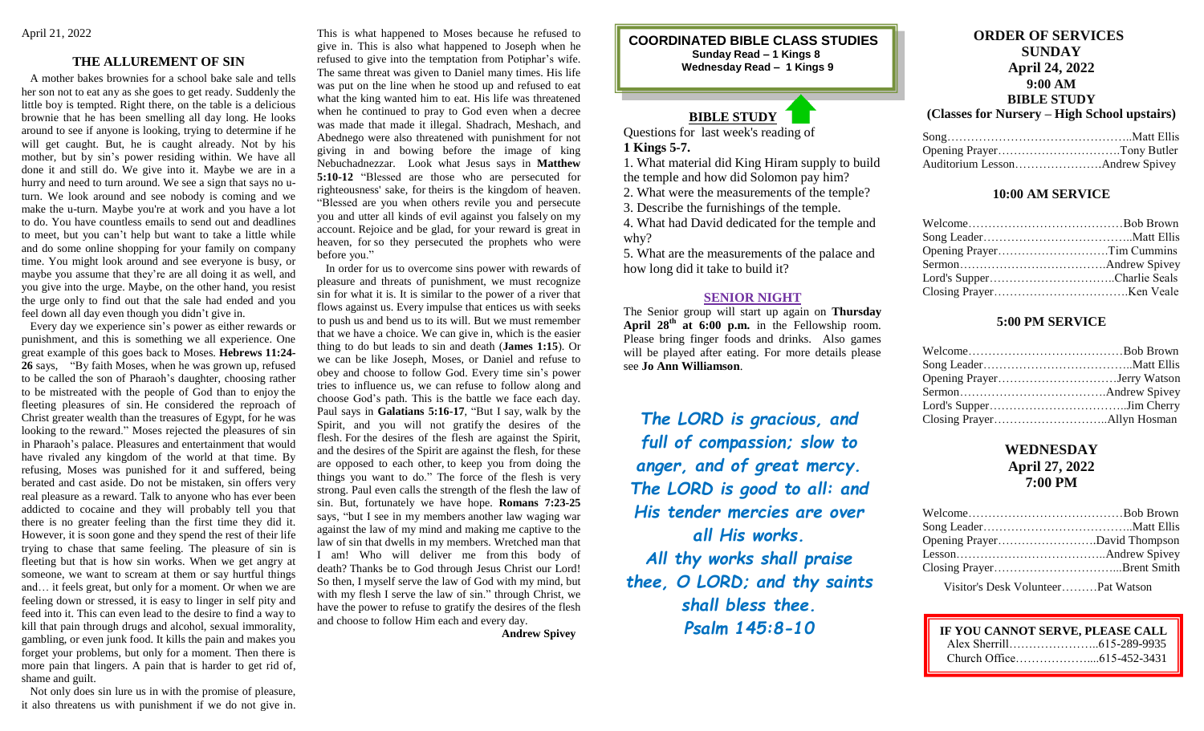April 21, 2022

## THE ALLUREMENT OF SIN

A mother bakes brownies for a school bake sale and tells her son not to eat any as she goes to get ready. Suddenly the little boy is tempted. Right there, on the table is a delicious brownie that he has been smelling all day long. He looks around to see if anyone is looking, trying to determine if he will get caught. But, he is caught already. Not by his mother, but by sin's power residing within. We have all done it and still do. We give into it. Maybe we are in a hurry and need to turn around. We see a sign that says no u-turn. We look around and see nobody is coming and we make the u-turn. Maybe you're at work and you have a lot to do. You have countless emails to send out and deadlines to meet, but you can't help but want to take a little while and do some online shopping for your family on company time. You might look around and see everyone is busy, or maybe you assume that they're are all doing it as well, and you give into the urge. Maybe, on the other hand, you resist the urge only to find out that the sale had ended and you feel down all day even though you didn't give in.

Every day we experience sin's power as either rewards or punishment, and this is something we all experience. One great example of this goes back to Moses. **Hebrews 11:24-26** says, "By faith Moses, when he was grown up, refused to be called the son of Pharaoh's daughter, choosing rather to be mistreated with the people of God than to enjoy the fleeting pleasures of sin. He considered the reproach of Christ greater wealth than the treasures of Egypt, for he was looking to the reward." Moses rejected the pleasures of sin in Pharaoh's palace. Pleasures and entertainment that would have rivaled any kingdom of the world at that time. By refusing, Moses was punished for it and suffered, being berated and cast aside. Do not be mistaken, sin offers very real pleasure as a reward. Talk to anyone who has ever been addicted to cocaine and they will probably tell you that there is no greater feeling than the first time they did it. However, it is soon gone and they spend the rest of their life trying to chase that same feeling. The pleasure of sin is fleeting but that is how sin works. When we get angry at someone, we want to scream at them or say hurtful things and… it feels great, but only for a moment. Or when we are feeling down or stressed, it is easy to linger in self pity and feed into it. This can even lead to the desire to find a way to kill that pain through drugs and alcohol, sexual immorality, gambling, or even junk food. It kills the pain and makes you forget your problems, but only for a moment. Then there is more pain that lingers. A pain that is harder to get rid of, shame and guilt.

Not only does sin lure us in with the promise of pleasure, it also threatens us with punishment if we do not give in. This is what happened to Moses because he refused to give in. This is also what happened to Joseph when he refused to give into the temptation from Potiphar's wife. The same threat was given to Daniel many times. His life was put on the line when he stood up and refused to eat what the king wanted him to eat. His life was threatened when he continued to pray to God even when a decree was made that made it illegal. Shadrach, Meshach, and Abednego were also threatened with punishment for not giving in and bowing before the image of king Nebuchadnezzar. Look what Jesus says in **Matthew 5:10-12** "Blessed are those who are persecuted for righteousness' sake, for theirs is the kingdom of heaven. "Blessed are you when others revile you and persecute you and utter all kinds of evil against you falsely on my account. Rejoice and be glad, for your reward is great in heaven, for so they persecuted the prophets who were before you."

In order for us to overcome sins power with rewards of pleasure and threats of punishment, we must recognize sin for what it is. It is similar to the power of a river that flows against us. Every impulse that entices us with seeks to push us and bend us to its will. But we must remember that we have a choice. We can give in, which is the easier thing to do but leads to sin and death (**James 1:15**). Or we can be like Joseph, Moses, or Daniel and refuse to obey and choose to follow God. Every time sin's power tries to influence us, we can refuse to follow along and choose God's path. This is the battle we face each day. Paul says in **Galatians 5:16-17**, "But I say, walk by the Spirit, and you will not gratify the desires of the flesh. For the desires of the flesh are against the Spirit, and the desires of the Spirit are against the flesh, for these are opposed to each other, to keep you from doing the things you want to do." The force of the flesh is very strong. Paul even calls the strength of the flesh the law of sin. But, fortunately we have hope. **Romans 7:23-25** says, "but I see in my members another law waging war against the law of my mind and making me captive to the law of sin that dwells in my members. Wretched man that I am! Who will deliver me from this body of death? Thanks be to God through Jesus Christ our Lord! So then, I myself serve the law of God with my mind, but with my flesh I serve the law of sin." through Christ, we have the power to refuse to gratify the desires of the flesh and choose to follow Him each and every day.

**Andrew Spivey**

## COORDINATED BIBLE CLASS STUDIES

**Sunday Read – 1 Kings 8**
**Wednesday Read – 1 Kings 9**

## BIBLE STUDY

Questions for last week's reading of **1 Kings 5-7.**

1. What material did King Hiram supply to build the temple and how did Solomon pay him?
2. What were the measurements of the temple?
3. Describe the furnishings of the temple.
4. What had David dedicated for the temple and why?
5. What are the measurements of the palace and how long did it take to build it?

## SENIOR NIGHT

The Senior group will start up again on **Thursday April 28th at 6:00 p.m.** in the Fellowship room. Please bring finger foods and drinks. Also games will be played after eating. For more details please see **Jo Ann Williamson**.

*The LORD is gracious, and full of compassion; slow to anger, and of great mercy. The LORD is good to all: and His tender mercies are over all His works. All thy works shall praise thee, O LORD; and thy saints shall bless thee.*
*Psalm 145:8-10*

## ORDER OF SERVICES

### SUNDAY
**April 24, 2022**
**9:00 AM**
**BIBLE STUDY**
**(Classes for Nursery – High School upstairs)**

Song……………………………………..Matt Ellis
Opening Prayer………………………….Tony Butler
Auditorium Lesson………………….Andrew Spivey

### 10:00 AM SERVICE

Welcome…………………………………Bob Brown
Song Leader………………………………..Matt Ellis
Opening Prayer……………………….Tim Cummins
Sermon………………………………Andrew Spivey
Lord's Supper…………………………..Charlie Seals
Closing Prayer……………………………..Ken Veale

### 5:00 PM SERVICE

Welcome…………………………………Bob Brown
Song Leader………………………………..Matt Ellis
Opening Prayer………………………….Jerry Watson
Sermon………………………………Andrew Spivey
Lord's Supper……………………………..Jim Cherry
Closing Prayer……………………….Allyn Hosman

### WEDNESDAY
**April 27, 2022**
**7:00 PM**

Welcome…………………………………Bob Brown
Song Leader………………………………..Matt Ellis
Opening Prayer…………………….David Thompson
Lesson………………………………..Andrew Spivey
Closing Prayer…………………………...Brent Smith

Visitor's Desk Volunteer………Pat Watson

**IF YOU CANNOT SERVE, PLEASE CALL**
Alex Sherrill…………………..615-289-9935
Church Office………………...615-452-3431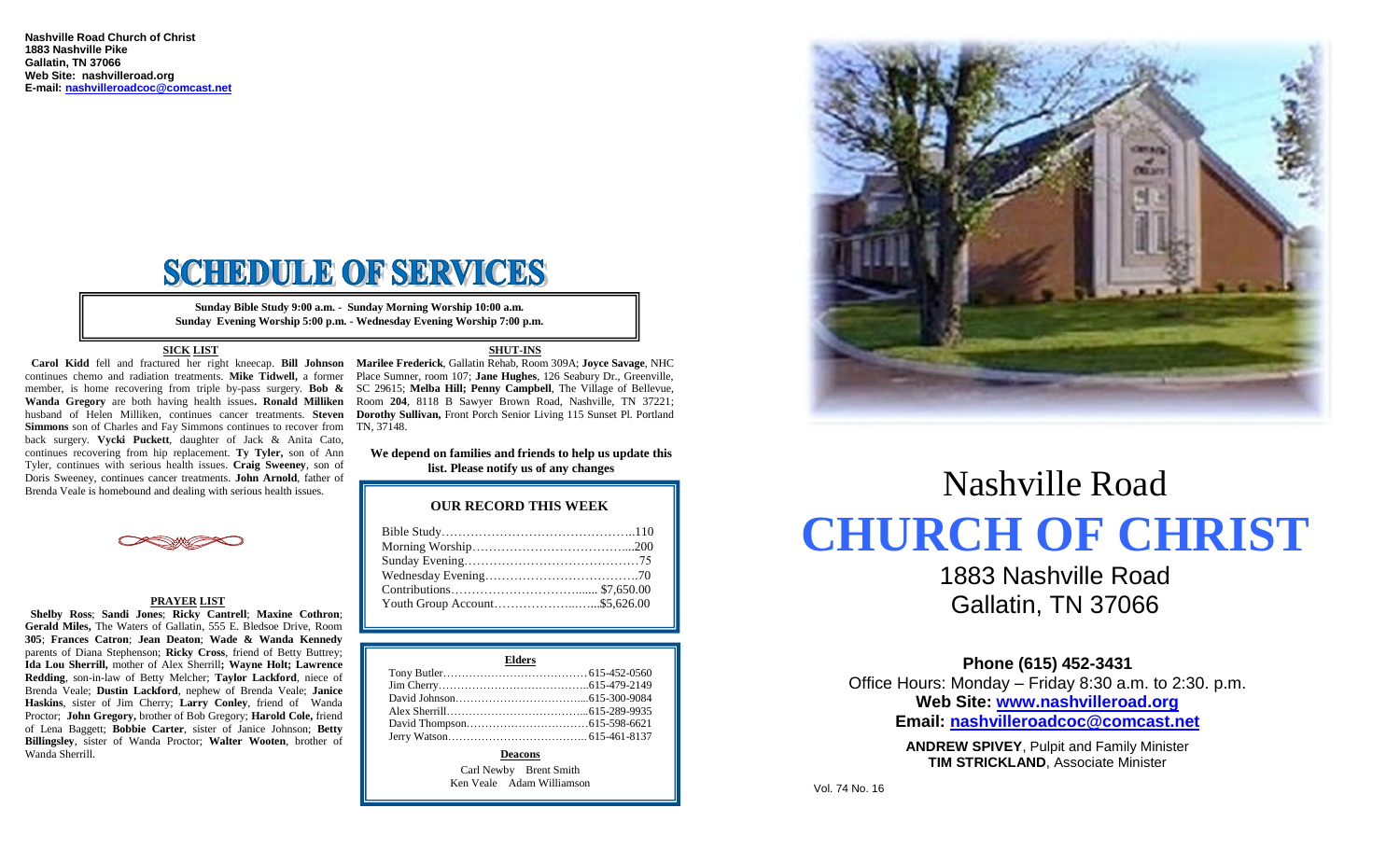**Nashville Road Church of Christ**
**1883 Nashville Pike**
**Gallatin, TN 37066**
**Web Site: nashvilleroad.org**
**E-mail: nashvilleroadcoc@comcast.net**

# SCHEDULE OF SERVICES

**Sunday Bible Study 9:00 a.m. - Sunday Morning Worship 10:00 a.m.**
**Sunday Evening Worship 5:00 p.m. - Wednesday Evening Worship 7:00 p.m.**

## SICK LIST

**Carol Kidd** fell and fractured her right kneecap. **Bill Johnson** continues chemo and radiation treatments. **Mike Tidwell,** a former member, is home recovering from triple by-pass surgery. **Bob & Wanda Gregory** are both having health issues**. Ronald Milliken** husband of Helen Milliken, continues cancer treatments. **Steven Simmons** son of Charles and Fay Simmons continues to recover from back surgery. **Vycki Puckett**, daughter of Jack & Anita Cato, continues recovering from hip replacement. **Ty Tyler,** son of Ann Tyler, continues with serious health issues. **Craig Sweeney**, son of Doris Sweeney, continues cancer treatments. **John Arnold**, father of Brenda Veale is homebound and dealing with serious health issues.

## PRAYER LIST

**Shelby Ross**; **Sandi Jones**; **Ricky Cantrell**; **Maxine Cothron**; **Gerald Miles,** The Waters of Gallatin, 555 E. Bledsoe Drive, Room **305**; **Frances Catron**; **Jean Deaton**; **Wade & Wanda Kennedy** parents of Diana Stephenson; **Ricky Cross**, friend of Betty Buttrey; **Ida Lou Sherrill,** mother of Alex Sherrill**; Wayne Holt; Lawrence Redding**, son-in-law of Betty Melcher; **Taylor Lackford**, niece of Brenda Veale; **Dustin Lackford**, nephew of Brenda Veale; **Janice Haskins**, sister of Jim Cherry; **Larry Conley**, friend of Wanda Proctor; **John Gregory,** brother of Bob Gregory; **Harold Cole,** friend of Lena Baggett; **Bobbie Carter**, sister of Janice Johnson; **Betty Billingsley**, sister of Wanda Proctor; **Walter Wooten**, brother of Wanda Sherrill.

## SHUT-INS

**Marilee Frederick**, Gallatin Rehab, Room 309A; **Joyce Savage**, NHC Place Sumner, room 107; **Jane Hughes**, 126 Seabury Dr., Greenville, SC 29615; **Melba Hill; Penny Campbell**, The Village of Bellevue, Room **204**, 8118 B Sawyer Brown Road, Nashville, TN 37221; **Dorothy Sullivan,** Front Porch Senior Living 115 Sunset Pl. Portland TN, 37148.

**We depend on families and friends to help us update this list. Please notify us of any changes**

## OUR RECORD THIS WEEK

| | |
|---|---|
| Bible Study | 110 |
| Morning Worship | 200 |
| Sunday Evening | 75 |
| Wednesday Evening | 70 |
| Contributions | $7,650.00 |
| Youth Group Account | $5,626.00 |

**Elders**

| | |
|---|---|
| Tony Butler | 615-452-0560 |
| Jim Cherry | 615-479-2149 |
| David Johnson | 615-300-9084 |
| Alex Sherrill | 615-289-9935 |
| David Thompson | 615-598-6621 |
| Jerry Watson | 615-461-8137 |

**Deacons**

Carl Newby Brent Smith
Ken Veale Adam Williamson

# Nashville Road
# CHURCH OF CHRIST

1883 Nashville Road
Gallatin, TN 37066

**Phone (615) 452-3431**
Office Hours: Monday – Friday 8:30 a.m. to 2:30. p.m.
**Web Site: www.nashvilleroad.org**
**Email: nashvilleroadcoc@comcast.net**

**ANDREW SPIVEY**, Pulpit and Family Minister
**TIM STRICKLAND**, Associate Minister

Vol. 74 No. 16